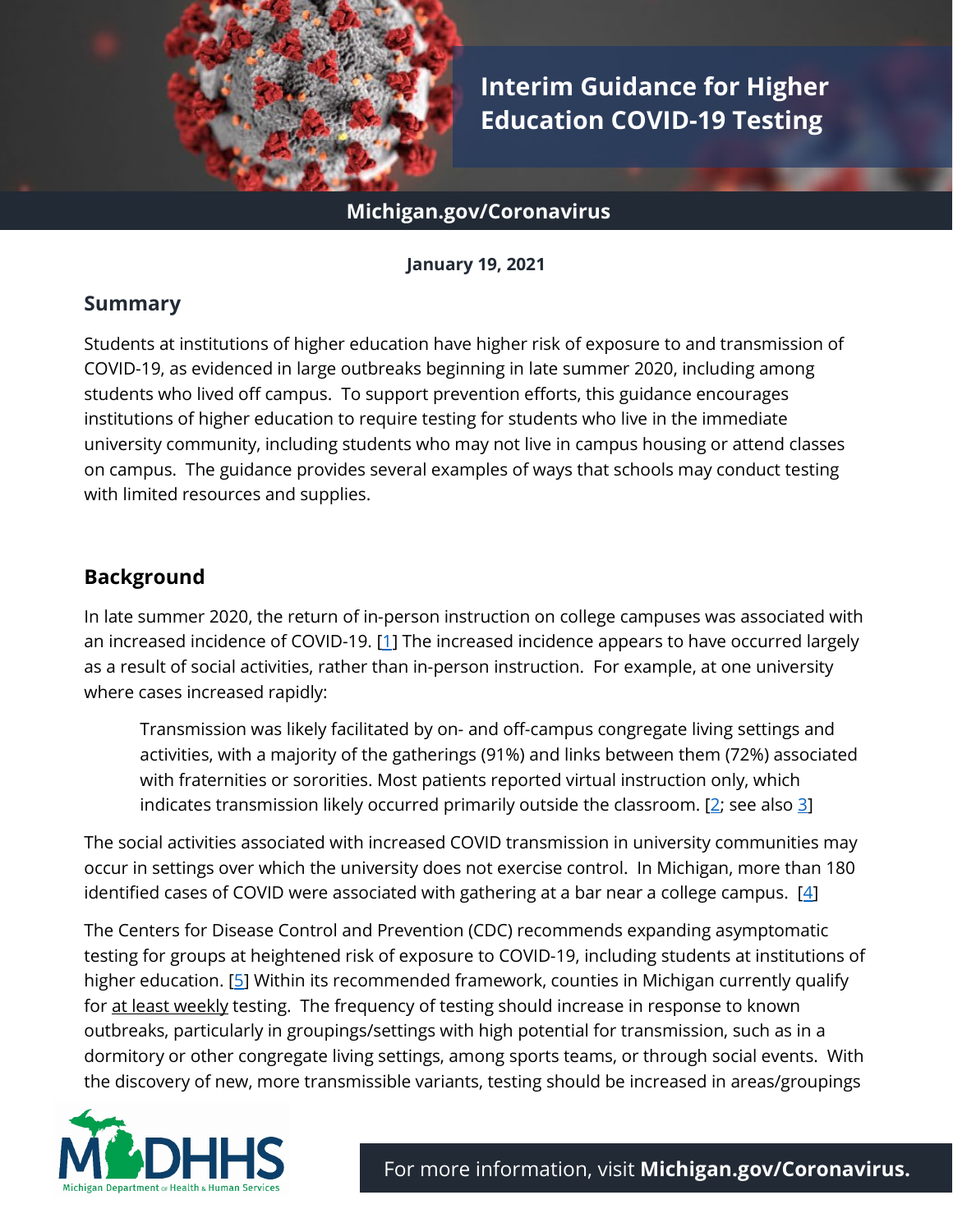# Interim Guidance for Higher Education COVID-19 Testing

Michigan.gov/Coronavirus

**January 19, 2021**

## Summary

Students at institutions of higher education have higher risk of exposure to and transmission of COVID-19, as evidenced in large outbreaks beginning in late summer 2020, including among students who lived off campus. To support prevention efforts, this guidance encourages institutions of higher education to require testing for students who live in the immediate university community, including students who may not live in campus housing or attend classes on campus. The guidance provides several examples of ways that schools may conduct testing with limited resources and supplies.

## Background

In late summer 2020, the return of in-person instruction on college campuses was associated with an increased incidence of COVID-19. [1] The increased incidence appears to have occurred largely as a result of social activities, rather than in-person instruction. For example, at one university where cases increased rapidly:

> Transmission was likely facilitated by on- and off-campus congregate living settings and activities, with a majority of the gatherings (91%) and links between them (72%) associated with fraternities or sororities. Most patients reported virtual instruction only, which indicates transmission likely occurred primarily outside the classroom. [2; see also 3]

The social activities associated with increased COVID transmission in university communities may occur in settings over which the university does not exercise control. In Michigan, more than 180 identified cases of COVID were associated with gathering at a bar near a college campus. [4]

The Centers for Disease Control and Prevention (CDC) recommends expanding asymptomatic testing for groups at heightened risk of exposure to COVID-19, including students at institutions of higher education. [5] Within its recommended framework, counties in Michigan currently qualify for at least weekly testing. The frequency of testing should increase in response to known outbreaks, particularly in groupings/settings with high potential for transmission, such as in a dormitory or other congregate living settings, among sports teams, or through social events. With the discovery of new, more transmissible variants, testing should be increased in areas/groupings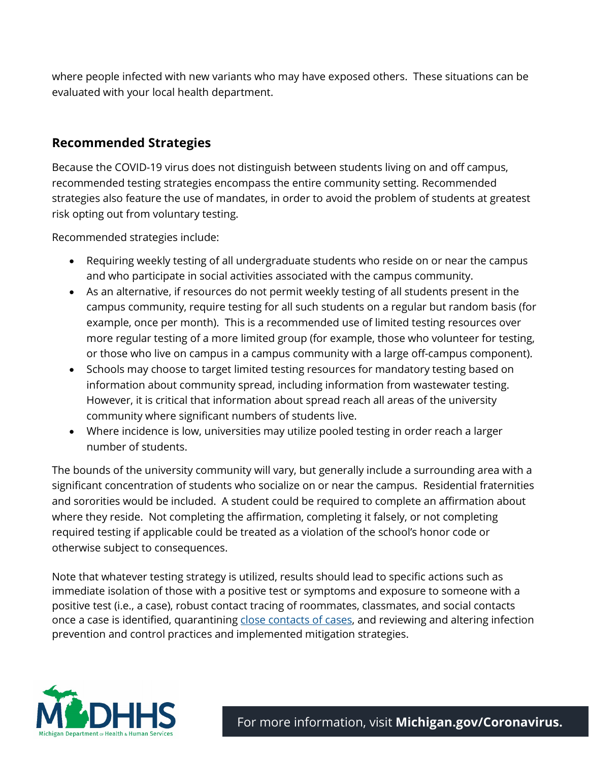where people infected with new variants who may have exposed others. These situations can be evaluated with your local health department.

## Recommended Strategies

Because the COVID-19 virus does not distinguish between students living on and off campus, recommended testing strategies encompass the entire community setting. Recommended strategies also feature the use of mandates, in order to avoid the problem of students at greatest risk opting out from voluntary testing.

Recommended strategies include:

- Requiring weekly testing of all undergraduate students who reside on or near the campus and who participate in social activities associated with the campus community.
- As an alternative, if resources do not permit weekly testing of all students present in the campus community, require testing for all such students on a regular but random basis (for example, once per month). This is a recommended use of limited testing resources over more regular testing of a more limited group (for example, those who volunteer for testing, or those who live on campus in a campus community with a large off-campus component).
- Schools may choose to target limited testing resources for mandatory testing based on information about community spread, including information from wastewater testing. However, it is critical that information about spread reach all areas of the university community where significant numbers of students live.
- Where incidence is low, universities may utilize pooled testing in order reach a larger number of students.

The bounds of the university community will vary, but generally include a surrounding area with a significant concentration of students who socialize on or near the campus. Residential fraternities and sororities would be included. A student could be required to complete an affirmation about where they reside. Not completing the affirmation, completing it falsely, or not completing required testing if applicable could be treated as a violation of the school's honor code or otherwise subject to consequences.

Note that whatever testing strategy is utilized, results should lead to specific actions such as immediate isolation of those with a positive test or symptoms and exposure to someone with a positive test (i.e., a case), robust contact tracing of roommates, classmates, and social contacts once a case is identified, quarantining close contacts of cases, and reviewing and altering infection prevention and control practices and implemented mitigation strategies.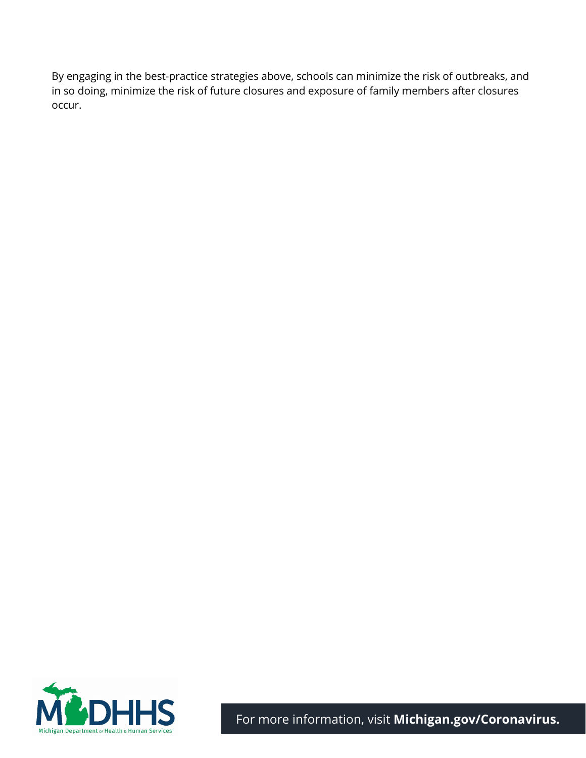By engaging in the best-practice strategies above, schools can minimize the risk of outbreaks, and in so doing, minimize the risk of future closures and exposure of family members after closures occur.

For more information, visit **Michigan.gov/Coronavirus.**